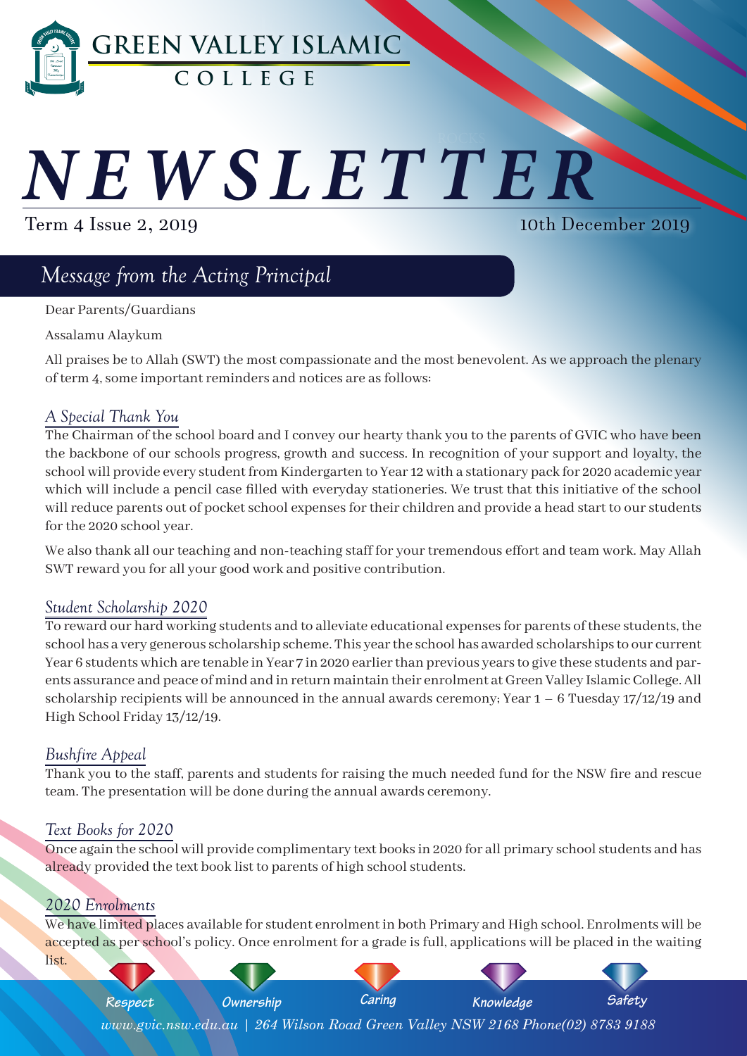# GREEN VALLEY ISLAMIC COLLEGE

# NEWSLETTER

Term 4 Issue 2, 2019

10th December 2019

## Message from the Acting Principal

Dear Parents/Guardians

Assalamu Alaykum

All praises be to Allah (SWT) the most compassionate and the most benevolent. As we approach the plenary of term 4, some important reminders and notices are as follows:

### A Special Thank You

The Chairman of the school board and I convey our hearty thank you to the parents of GVIC who have been the backbone of our schools progress, growth and success. In recognition of your support and loyalty, the school will provide every student from Kindergarten to Year 12 with a stationary pack for 2020 academic year which will include a pencil case filled with everyday stationeries. We trust that this initiative of the school will reduce parents out of pocket school expenses for their children and provide a head start to our students for the 2020 school year.

We also thank all our teaching and non-teaching staff for your tremendous effort and team work. May Allah SWT reward you for all your good work and positive contribution.

### Student Scholarship 2020

To reward our hard working students and to alleviate educational expenses for parents of these students, the school has a very generous scholarship scheme. This year the school has awarded scholarships to our current Year 6 students which are tenable in Year 7 in 2020 earlier than previous years to give these students and parents assurance and peace of mind and in return maintain their enrolment at Green Valley Islamic College. All scholarship recipients will be announced in the annual awards ceremony; Year 1 – 6 Tuesday 17/12/19 and High School Friday 13/12/19.

### Bushfire Appeal

Thank you to the staff, parents and students for raising the much needed fund for the NSW fire and rescue team. The presentation will be done during the annual awards ceremony.

### Text Books for 2020

Once again the school will provide complimentary text books in 2020 for all primary school students and has already provided the text book list to parents of high school students.

### 2020 Enrolments

We have limited places available for student enrolment in both Primary and High school. Enrolments will be accepted as per school's policy. Once enrolment for a grade is full, applications will be placed in the waiting list.

Respect | Ownership | Caring | Knowledge | Safety

www.gvic.nsw.edu.au | 264 Wilson Road Green Valley NSW 2168 Phone(02) 8783 9188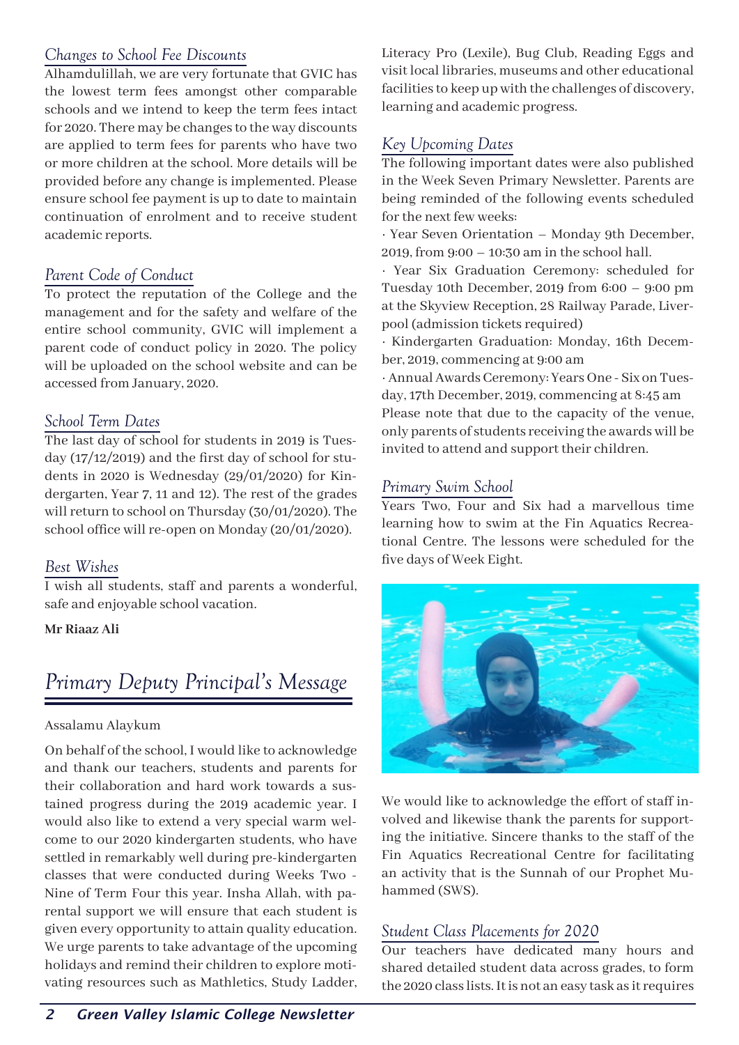### *Changes to School Fee Discounts*

Alhamdulillah, we are very fortunate that GVIC has the lowest term fees amongst other comparable schools and we intend to keep the term fees intact for 2020. There may be changes to the way discounts are applied to term fees for parents who have two or more children at the school. More details will be provided before any change is implemented. Please ensure school fee payment is up to date to maintain continuation of enrolment and to receive student academic reports.

### *Parent Code of Conduct*

To protect the reputation of the College and the management and for the safety and welfare of the entire school community, GVIC will implement a parent code of conduct policy in 2020. The policy will be uploaded on the school website and can be accessed from January, 2020.

### *School Term Dates*

The last day of school for students in 2019 is Tuesday (17/12/2019) and the first day of school for students in 2020 is Wednesday (29/01/2020) for Kindergarten, Year 7, 11 and 12). The rest of the grades will return to school on Thursday (30/01/2020). The school office will re-open on Monday (20/01/2020).

### *Best Wishes*

I wish all students, staff and parents a wonderful, safe and enjoyable school vacation.

**Mr Riaaz Ali**

## *Primary Deputy Principal's Message*

Assalamu Alaykum

On behalf of the school, I would like to acknowledge and thank our teachers, students and parents for their collaboration and hard work towards a sustained progress during the 2019 academic year. I would also like to extend a very special warm welcome to our 2020 kindergarten students, who have settled in remarkably well during pre-kindergarten classes that were conducted during Weeks Two - Nine of Term Four this year. Insha Allah, with parental support we will ensure that each student is given every opportunity to attain quality education. We urge parents to take advantage of the upcoming holidays and remind their children to explore motivating resources such as Mathletics, Study Ladder, Literacy Pro (Lexile), Bug Club, Reading Eggs and visit local libraries, museums and other educational facilities to keep up with the challenges of discovery, learning and academic progress.

### *Key Upcoming Dates*

The following important dates were also published in the Week Seven Primary Newsletter. Parents are being reminded of the following events scheduled for the next few weeks:

· Year Seven Orientation – Monday 9th December, 2019, from 9:00 – 10:30 am in the school hall.

· Year Six Graduation Ceremony: scheduled for Tuesday 10th December, 2019 from 6:00 – 9:00 pm at the Skyview Reception, 28 Railway Parade, Liverpool (admission tickets required)

· Kindergarten Graduation: Monday, 16th December, 2019, commencing at 9:00 am

· Annual Awards Ceremony: Years One - Six on Tuesday, 17th December, 2019, commencing at 8:45 am

Please note that due to the capacity of the venue, only parents of students receiving the awards will be invited to attend and support their children.

### *Primary Swim School*

Years Two, Four and Six had a marvellous time learning how to swim at the Fin Aquatics Recreational Centre. The lessons were scheduled for the five days of Week Eight.

We would like to acknowledge the effort of staff involved and likewise thank the parents for supporting the initiative. Sincere thanks to the staff of the Fin Aquatics Recreational Centre for facilitating an activity that is the Sunnah of our Prophet Muhammed (SWS).

### *Student Class Placements for 2020*

Our teachers have dedicated many hours and shared detailed student data across grades, to form the 2020 class lists. It is not an easy task as it requires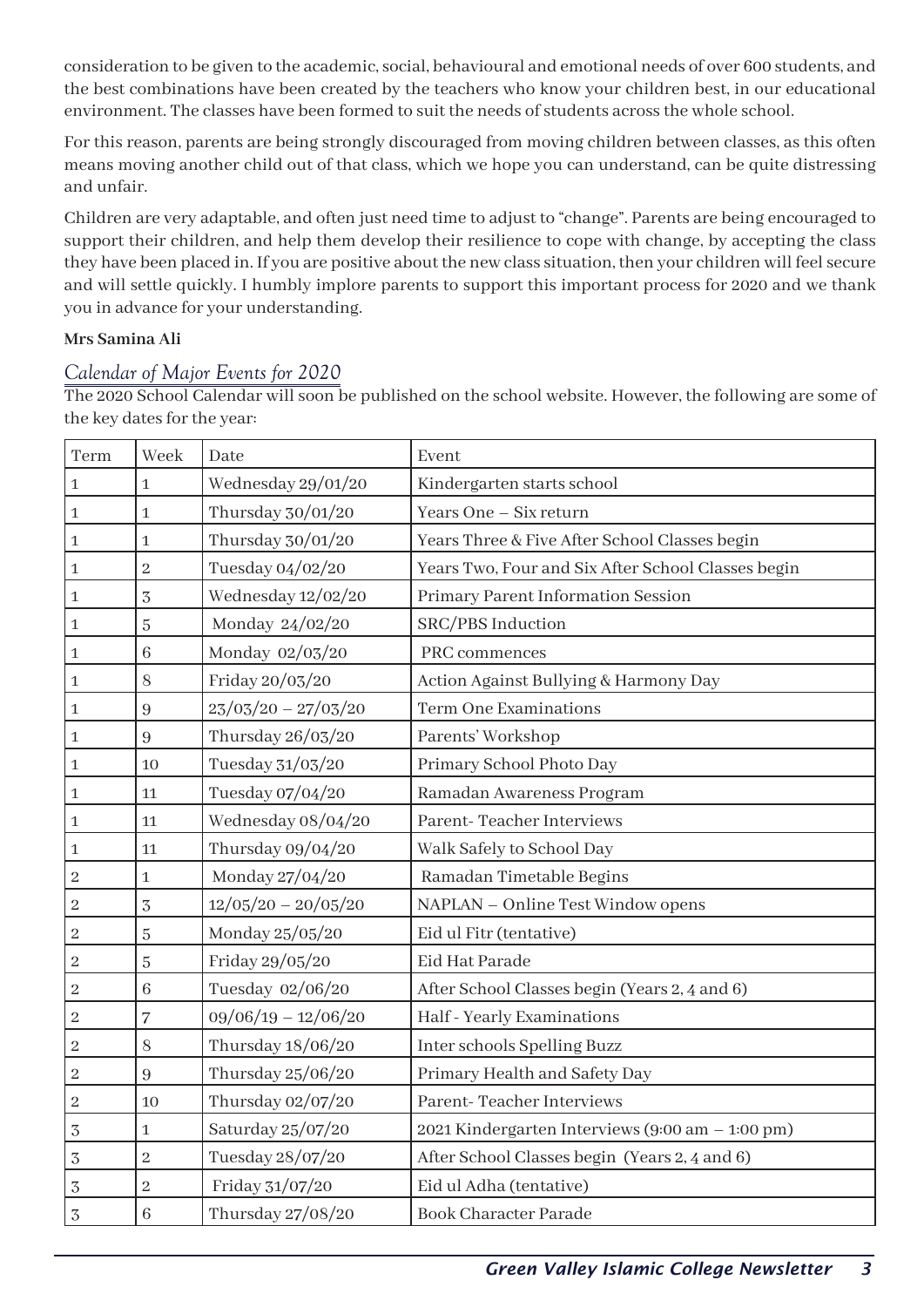consideration to be given to the academic, social, behavioural and emotional needs of over 600 students, and the best combinations have been created by the teachers who know your children best, in our educational environment. The classes have been formed to suit the needs of students across the whole school.

For this reason, parents are being strongly discouraged from moving children between classes, as this often means moving another child out of that class, which we hope you can understand, can be quite distressing and unfair.

Children are very adaptable, and often just need time to adjust to "change". Parents are being encouraged to support their children, and help them develop their resilience to cope with change, by accepting the class they have been placed in. If you are positive about the new class situation, then your children will feel secure and will settle quickly. I humbly implore parents to support this important process for 2020 and we thank you in advance for your understanding.

**Mrs Samina Ali**

## *Calendar of Major Events for 2020*

The 2020 School Calendar will soon be published on the school website. However, the following are some of the key dates for the year:

| Term | Week | Date | Event |
|---|---|---|---|
| 1 | 1 | Wednesday 29/01/20 | Kindergarten starts school |
| 1 | 1 | Thursday 30/01/20 | Years One – Six return |
| 1 | 1 | Thursday 30/01/20 | Years Three & Five After School Classes begin |
| 1 | 2 | Tuesday 04/02/20 | Years Two, Four and Six After School Classes begin |
| 1 | 3 | Wednesday 12/02/20 | Primary Parent Information Session |
| 1 | 5 | Monday 24/02/20 | SRC/PBS Induction |
| 1 | 6 | Monday 02/03/20 | PRC commences |
| 1 | 8 | Friday 20/03/20 | Action Against Bullying & Harmony Day |
| 1 | 9 | 23/03/20 – 27/03/20 | Term One Examinations |
| 1 | 9 | Thursday 26/03/20 | Parents' Workshop |
| 1 | 10 | Tuesday 31/03/20 | Primary School Photo Day |
| 1 | 11 | Tuesday 07/04/20 | Ramadan Awareness Program |
| 1 | 11 | Wednesday 08/04/20 | Parent- Teacher Interviews |
| 1 | 11 | Thursday 09/04/20 | Walk Safely to School Day |
| 2 | 1 | Monday 27/04/20 | Ramadan Timetable Begins |
| 2 | 3 | 12/05/20 – 20/05/20 | NAPLAN – Online Test Window opens |
| 2 | 5 | Monday 25/05/20 | Eid ul Fitr (tentative) |
| 2 | 5 | Friday 29/05/20 | Eid Hat Parade |
| 2 | 6 | Tuesday 02/06/20 | After School Classes begin (Years 2, 4 and 6) |
| 2 | 7 | 09/06/19 – 12/06/20 | Half - Yearly Examinations |
| 2 | 8 | Thursday 18/06/20 | Inter schools Spelling Buzz |
| 2 | 9 | Thursday 25/06/20 | Primary Health and Safety Day |
| 2 | 10 | Thursday 02/07/20 | Parent- Teacher Interviews |
| 3 | 1 | Saturday 25/07/20 | 2021 Kindergarten Interviews (9:00 am – 1:00 pm) |
| 3 | 2 | Tuesday 28/07/20 | After School Classes begin (Years 2, 4 and 6) |
| 3 | 2 | Friday 31/07/20 | Eid ul Adha (tentative) |
| 3 | 6 | Thursday 27/08/20 | Book Character Parade |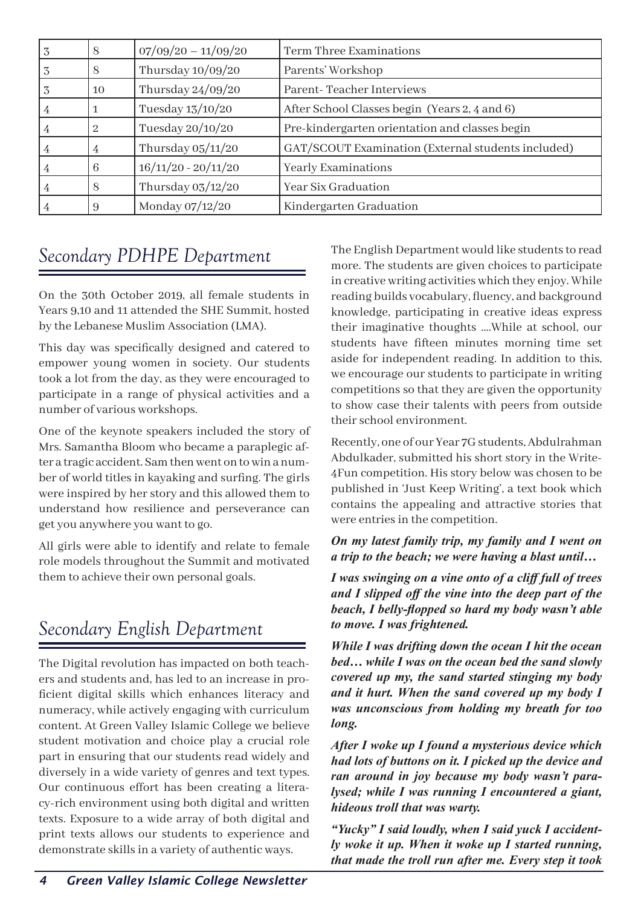| 3 | 8 | 07/09/20 – 11/09/20 | Term Three Examinations |
|---|---|---|---|
| 3 | 8 | Thursday 10/09/20 | Parents' Workshop |
| 3 | 10 | Thursday 24/09/20 | Parent- Teacher Interviews |
| 4 | 1 | Tuesday 13/10/20 | After School Classes begin (Years 2, 4 and 6) |
| 4 | 2 | Tuesday 20/10/20 | Pre-kindergarten orientation and classes begin |
| 4 | 4 | Thursday 05/11/20 | GAT/SCOUT Examination (External students included) |
| 4 | 6 | 16/11/20 - 20/11/20 | Yearly Examinations |
| 4 | 8 | Thursday 03/12/20 | Year Six Graduation |
| 4 | 9 | Monday 07/12/20 | Kindergarten Graduation |

## Secondary PDHPE Department

On the 30th October 2019, all female students in Years 9,10 and 11 attended the SHE Summit, hosted by the Lebanese Muslim Association (LMA).

This day was specifically designed and catered to empower young women in society. Our students took a lot from the day, as they were encouraged to participate in a range of physical activities and a number of various workshops.

One of the keynote speakers included the story of Mrs. Samantha Bloom who became a paraplegic after a tragic accident. Sam then went on to win a number of world titles in kayaking and surfing. The girls were inspired by her story and this allowed them to understand how resilience and perseverance can get you anywhere you want to go.

All girls were able to identify and relate to female role models throughout the Summit and motivated them to achieve their own personal goals.

## Secondary English Department

The Digital revolution has impacted on both teachers and students and, has led to an increase in proficient digital skills which enhances literacy and numeracy, while actively engaging with curriculum content. At Green Valley Islamic College we believe student motivation and choice play a crucial role part in ensuring that our students read widely and diversely in a wide variety of genres and text types. Our continuous effort has been creating a literacy-rich environment using both digital and written texts. Exposure to a wide array of both digital and print texts allows our students to experience and demonstrate skills in a variety of authentic ways.

The English Department would like students to read more. The students are given choices to participate in creative writing activities which they enjoy. While reading builds vocabulary, fluency, and background knowledge, participating in creative ideas express their imaginative thoughts ....While at school, our students have fifteen minutes morning time set aside for independent reading. In addition to this, we encourage our students to participate in writing competitions so that they are given the opportunity to show case their talents with peers from outside their school environment.

Recently, one of our Year 7G students, Abdulrahman Abdulkader, submitted his short story in the Write-4Fun competition. His story below was chosen to be published in 'Just Keep Writing', a text book which contains the appealing and attractive stories that were entries in the competition.

***On my latest family trip, my family and I went on a trip to the beach; we were having a blast until…***

***I was swinging on a vine onto of a cliff full of trees and I slipped off the vine into the deep part of the beach, I belly-flopped so hard my body wasn't able to move. I was frightened.***

***While I was drifting down the ocean I hit the ocean bed… while I was on the ocean bed the sand slowly covered up my, the sand started stinging my body and it hurt. When the sand covered up my body I was unconscious from holding my breath for too long.***

***After I woke up I found a mysterious device which had lots of buttons on it. I picked up the device and ran around in joy because my body wasn't paralysed; while I was running I encountered a giant, hideous troll that was warty.***

***"Yucky" I said loudly, when I said yuck I accidently woke it up. When it woke up I started running, that made the troll run after me. Every step it took***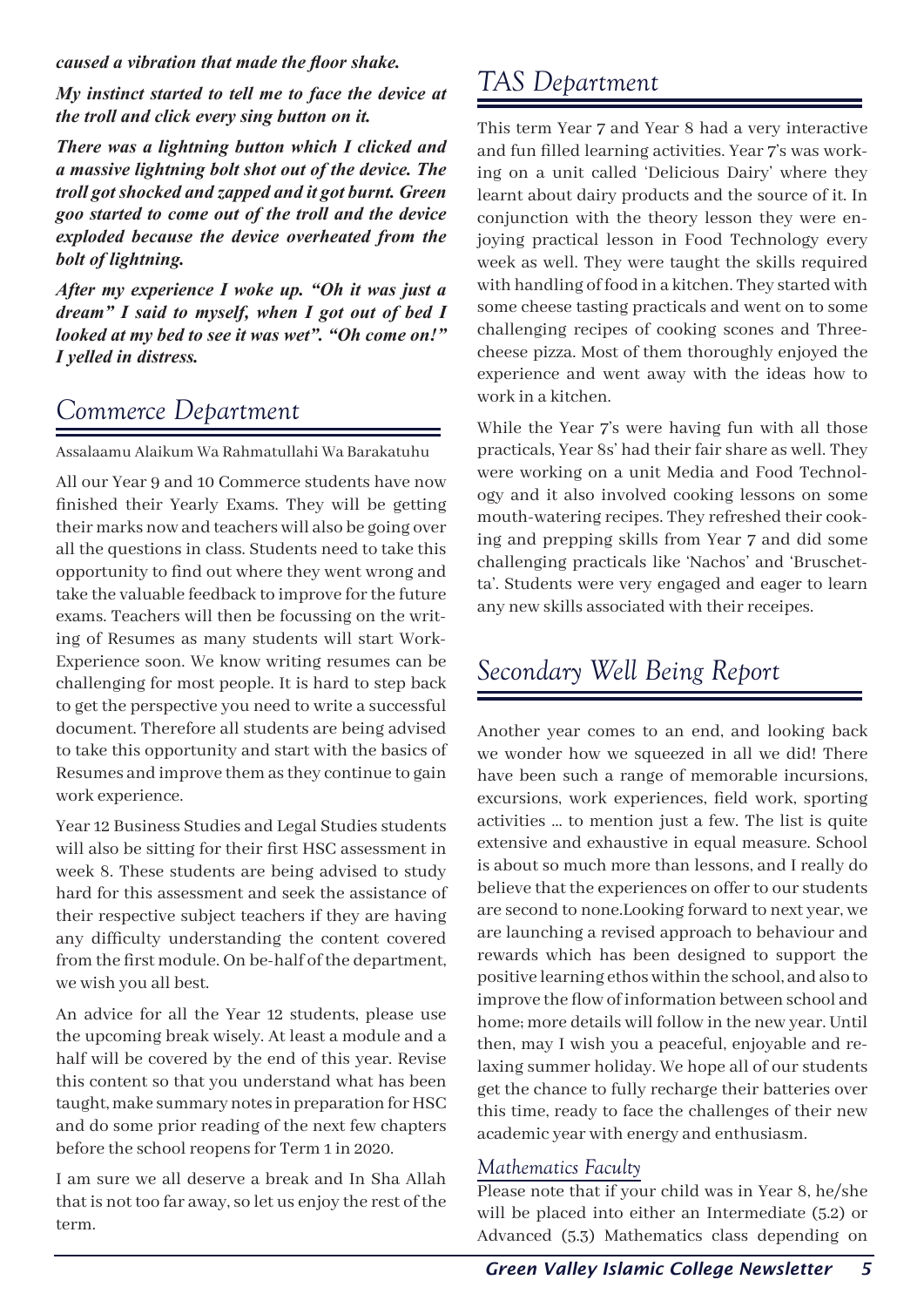***caused a vibration that made the floor shake.***

***My instinct started to tell me to face the device at the troll and click every sing button on it.***

***There was a lightning button which I clicked and a massive lightning bolt shot out of the device. The troll got shocked and zapped and it got burnt. Green goo started to come out of the troll and the device exploded because the device overheated from the bolt of lightning.***

***After my experience I woke up. "Oh it was just a dream" I said to myself, when I got out of bed I looked at my bed to see it was wet". "Oh come on!" I yelled in distress.***

## Commerce Department

Assalaamu Alaikum Wa Rahmatullahi Wa Barakatuhu

All our Year 9 and 10 Commerce students have now finished their Yearly Exams. They will be getting their marks now and teachers will also be going over all the questions in class. Students need to take this opportunity to find out where they went wrong and take the valuable feedback to improve for the future exams. Teachers will then be focussing on the writing of Resumes as many students will start Work-Experience soon. We know writing resumes can be challenging for most people. It is hard to step back to get the perspective you need to write a successful document. Therefore all students are being advised to take this opportunity and start with the basics of Resumes and improve them as they continue to gain work experience.

Year 12 Business Studies and Legal Studies students will also be sitting for their first HSC assessment in week 8. These students are being advised to study hard for this assessment and seek the assistance of their respective subject teachers if they are having any difficulty understanding the content covered from the first module. On be-half of the department, we wish you all best.

An advice for all the Year 12 students, please use the upcoming break wisely. At least a module and a half will be covered by the end of this year. Revise this content so that you understand what has been taught, make summary notes in preparation for HSC and do some prior reading of the next few chapters before the school reopens for Term 1 in 2020.

I am sure we all deserve a break and In Sha Allah that is not too far away, so let us enjoy the rest of the term.

## TAS Department

This term Year 7 and Year 8 had a very interactive and fun filled learning activities. Year 7's was working on a unit called 'Delicious Dairy' where they learnt about dairy products and the source of it. In conjunction with the theory lesson they were enjoying practical lesson in Food Technology every week as well. They were taught the skills required with handling of food in a kitchen. They started with some cheese tasting practicals and went on to some challenging recipes of cooking scones and Three-cheese pizza. Most of them thoroughly enjoyed the experience and went away with the ideas how to work in a kitchen.

While the Year 7's were having fun with all those practicals, Year 8s' had their fair share as well. They were working on a unit Media and Food Technology and it also involved cooking lessons on some mouth-watering recipes. They refreshed their cooking and prepping skills from Year 7 and did some challenging practicals like 'Nachos' and 'Bruschetta'. Students were very engaged and eager to learn any new skills associated with their receipes.

## Secondary Well Being Report

Another year comes to an end, and looking back we wonder how we squeezed in all we did! There have been such a range of memorable incursions, excursions, work experiences, field work, sporting activities ... to mention just a few. The list is quite extensive and exhaustive in equal measure. School is about so much more than lessons, and I really do believe that the experiences on offer to our students are second to none.Looking forward to next year, we are launching a revised approach to behaviour and rewards which has been designed to support the positive learning ethos within the school, and also to improve the flow of information between school and home; more details will follow in the new year. Until then, may I wish you a peaceful, enjoyable and relaxing summer holiday. We hope all of our students get the chance to fully recharge their batteries over this time, ready to face the challenges of their new academic year with energy and enthusiasm.

### Mathematics Faculty

Please note that if your child was in Year 8, he/she will be placed into either an Intermediate (5.2) or Advanced (5.3) Mathematics class depending on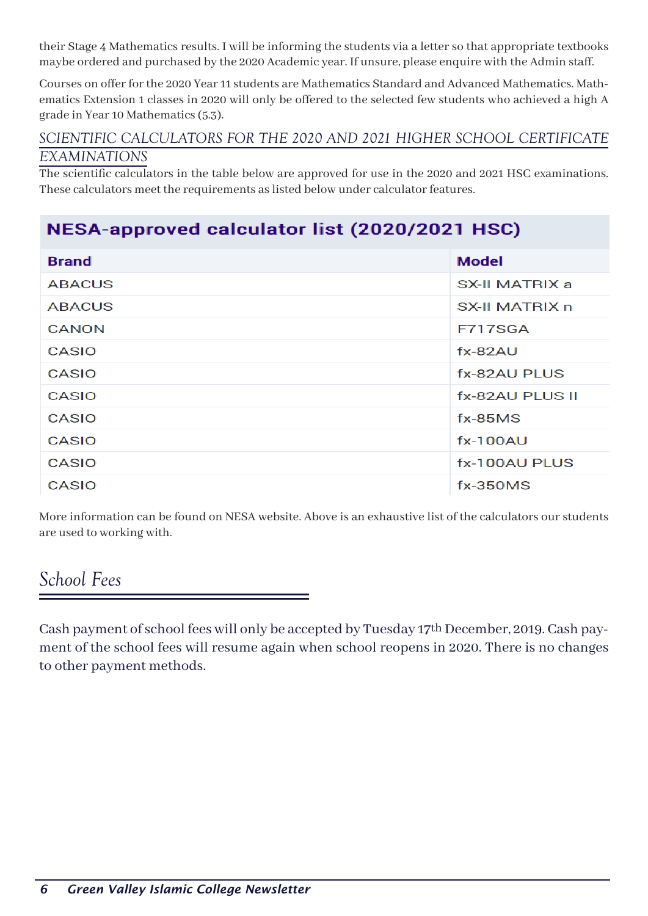their Stage 4 Mathematics results. I will be informing the students via a letter so that appropriate textbooks maybe ordered and purchased by the 2020 Academic year. If unsure, please enquire with the Admin staff.

Courses on offer for the 2020 Year 11 students are Mathematics Standard and Advanced Mathematics. Mathematics Extension 1 classes in 2020 will only be offered to the selected few students who achieved a high A grade in Year 10 Mathematics (5.3).

### *SCIENTIFIC CALCULATORS FOR THE 2020 AND 2021 HIGHER SCHOOL CERTIFICATE EXAMINATIONS*

The scientific calculators in the table below are approved for use in the 2020 and 2021 HSC examinations. These calculators meet the requirements as listed below under calculator features.

**NESA-approved calculator list (2020/2021 HSC)**

| Brand | Model |
|---|---|
| ABACUS | SX-II MATRIX a |
| ABACUS | SX-II MATRIX n |
| CANON | F717SGA |
| CASIO | fx-82AU |
| CASIO | fx-82AU PLUS |
| CASIO | fx-82AU PLUS II |
| CASIO | fx-85MS |
| CASIO | fx-100AU |
| CASIO | fx-100AU PLUS |
| CASIO | fx-350MS |

More information can be found on NESA website. Above is an exhaustive list of the calculators our students are used to working with.

## *School Fees*

Cash payment of school fees will only be accepted by Tuesday 17th December, 2019. Cash payment of the school fees will resume again when school reopens in 2020. There is no changes to other payment methods.